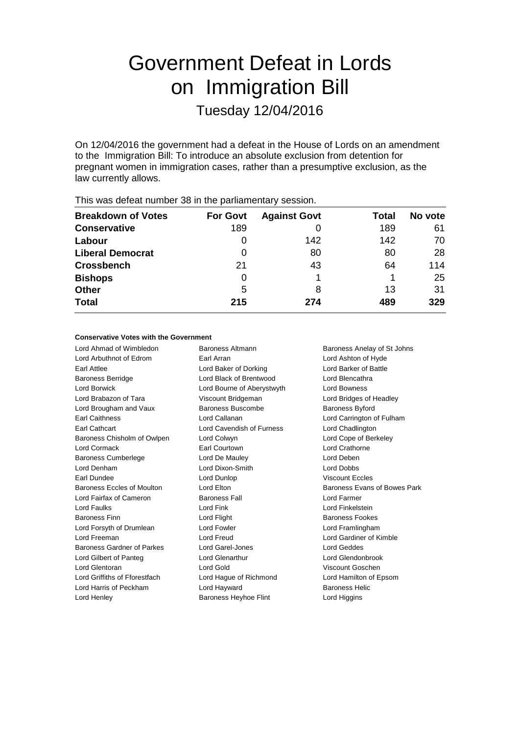# Government Defeat in Lords on Immigration Bill

## Tuesday 12/04/2016

On 12/04/2016 the government had a defeat in the House of Lords on an amendment to the Immigration Bill: To introduce an absolute exclusion from detention for pregnant women in immigration cases, rather than a presumptive exclusion, as the law currently allows.

This was defeat number 38 in the parliamentary session.

| Breakdown of Votes | For Govt | Against Govt | Total | No vote |
|---|---|---|---|---|
| **Conservative** | 189 | 0 | 189 | 61 |
| **Labour** | 0 | 142 | 142 | 70 |
| **Liberal Democrat** | 0 | 80 | 80 | 28 |
| **Crossbench** | 21 | 43 | 64 | 114 |
| **Bishops** | 0 | 1 | 1 | 25 |
| **Other** | 5 | 8 | 13 | 31 |
| **Total** | **215** | **274** | **489** | **329** |

**Conservative Votes with the Government**

| | | |
|---|---|---|
| Lord Ahmad of Wimbledon | Baroness Altmann | Baroness Anelay of St Johns |
| Lord Arbuthnot of Edrom | Earl Arran | Lord Ashton of Hyde |
| Earl Attlee | Lord Baker of Dorking | Lord Barker of Battle |
| Baroness Berridge | Lord Black of Brentwood | Lord Blencathra |
| Lord Borwick | Lord Bourne of Aberystwyth | Lord Bowness |
| Lord Brabazon of Tara | Viscount Bridgeman | Lord Bridges of Headley |
| Lord Brougham and Vaux | Baroness Buscombe | Baroness Byford |
| Earl Caithness | Lord Callanan | Lord Carrington of Fulham |
| Earl Cathcart | Lord Cavendish of Furness | Lord Chadlington |
| Baroness Chisholm of Owlpen | Lord Colwyn | Lord Cope of Berkeley |
| Lord Cormack | Earl Courtown | Lord Crathorne |
| Baroness Cumberlege | Lord De Mauley | Lord Deben |
| Lord Denham | Lord Dixon-Smith | Lord Dobbs |
| Earl Dundee | Lord Dunlop | Viscount Eccles |
| Baroness Eccles of Moulton | Lord Elton | Baroness Evans of Bowes Park |
| Lord Fairfax of Cameron | Baroness Fall | Lord Farmer |
| Lord Faulks | Lord Fink | Lord Finkelstein |
| Baroness Finn | Lord Flight | Baroness Fookes |
| Lord Forsyth of Drumlean | Lord Fowler | Lord Framlingham |
| Lord Freeman | Lord Freud | Lord Gardiner of Kimble |
| Baroness Gardner of Parkes | Lord Garel-Jones | Lord Geddes |
| Lord Gilbert of Panteg | Lord Glenarthur | Lord Glendonbrook |
| Lord Glentoran | Lord Gold | Viscount Goschen |
| Lord Griffiths of Fforestfach | Lord Hague of Richmond | Lord Hamilton of Epsom |
| Lord Harris of Peckham | Lord Hayward | Baroness Helic |
| Lord Henley | Baroness Heyhoe Flint | Lord Higgins |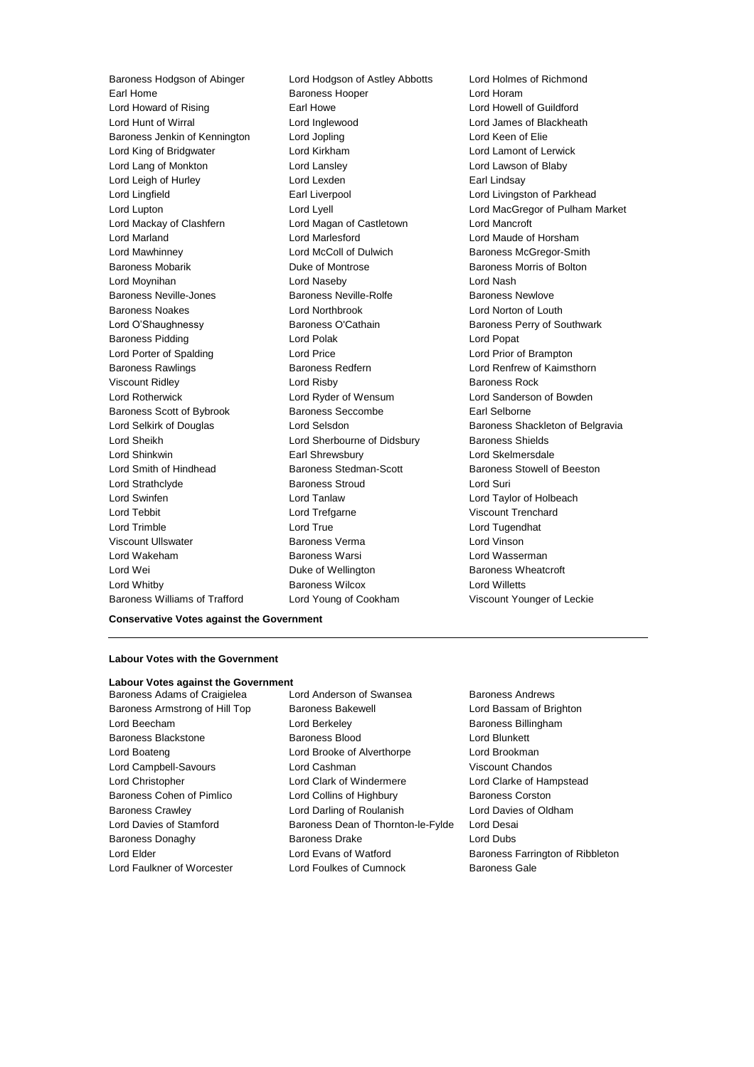Baroness Hodgson of Abinger
Lord Hodgson of Astley Abbotts
Lord Holmes of Richmond
Earl Home
Baroness Hooper
Lord Horam
Lord Howard of Rising
Earl Howe
Lord Howell of Guildford
Lord Hunt of Wirral
Lord Inglewood
Lord James of Blackheath
Baroness Jenkin of Kennington
Lord Jopling
Lord Keen of Elie
Lord King of Bridgwater
Lord Kirkham
Lord Lamont of Lerwick
Lord Lang of Monkton
Lord Lansley
Lord Lawson of Blaby
Lord Leigh of Hurley
Lord Lexden
Earl Lindsay
Lord Lingfield
Earl Liverpool
Lord Livingston of Parkhead
Lord Lupton
Lord Lyell
Lord MacGregor of Pulham Market
Lord Mackay of Clashfern
Lord Magan of Castletown
Lord Mancroft
Lord Marland
Lord Marlesford
Lord Maude of Horsham
Lord Mawhinney
Lord McColl of Dulwich
Baroness McGregor-Smith
Baroness Mobarik
Duke of Montrose
Baroness Morris of Bolton
Lord Moynihan
Lord Naseby
Lord Nash
Baroness Neville-Jones
Baroness Neville-Rolfe
Baroness Newlove
Baroness Noakes
Lord Northbrook
Lord Norton of Louth
Lord O'Shaughnessy
Baroness O'Cathain
Baroness Perry of Southwark
Baroness Pidding
Lord Polak
Lord Popat
Lord Porter of Spalding
Lord Price
Lord Prior of Brampton
Baroness Rawlings
Baroness Redfern
Lord Renfrew of Kaimsthorn
Viscount Ridley
Lord Risby
Baroness Rock
Lord Rotherwick
Lord Ryder of Wensum
Lord Sanderson of Bowden
Baroness Scott of Bybrook
Baroness Seccombe
Earl Selborne
Lord Selkirk of Douglas
Lord Selsdon
Baroness Shackleton of Belgravia
Lord Sheikh
Lord Sherbourne of Didsbury
Baroness Shields
Lord Shinkwin
Earl Shrewsbury
Lord Skelmersdale
Lord Smith of Hindhead
Baroness Stedman-Scott
Baroness Stowell of Beeston
Lord Strathclyde
Baroness Stroud
Lord Suri
Lord Swinfen
Lord Tanlaw
Lord Taylor of Holbeach
Lord Tebbit
Lord Trefgarne
Viscount Trenchard
Lord Trimble
Lord True
Lord Tugendhat
Viscount Ullswater
Baroness Verma
Lord Vinson
Lord Wakeham
Baroness Warsi
Lord Wasserman
Lord Wei
Duke of Wellington
Baroness Wheatcroft
Lord Whitby
Baroness Wilcox
Lord Willetts
Baroness Williams of Trafford
Lord Young of Cookham
Viscount Younger of Leckie

**Conservative Votes against the Government**

---

**Labour Votes with the Government**

**Labour Votes against the Government**

Baroness Adams of Craigielea
Lord Anderson of Swansea
Baroness Andrews
Baroness Armstrong of Hill Top
Baroness Bakewell
Lord Bassam of Brighton
Lord Beecham
Lord Berkeley
Baroness Billingham
Baroness Blackstone
Baroness Blood
Lord Blunkett
Lord Boateng
Lord Brooke of Alverthorpe
Lord Brookman
Lord Campbell-Savours
Lord Cashman
Viscount Chandos
Lord Christopher
Lord Clark of Windermere
Lord Clarke of Hampstead
Baroness Cohen of Pimlico
Lord Collins of Highbury
Baroness Corston
Baroness Crawley
Lord Darling of Roulanish
Lord Davies of Oldham
Lord Davies of Stamford
Baroness Dean of Thornton-le-Fylde
Lord Desai
Baroness Donaghy
Baroness Drake
Lord Dubs
Lord Elder
Lord Evans of Watford
Baroness Farrington of Ribbleton
Lord Faulkner of Worcester
Lord Foulkes of Cumnock
Baroness Gale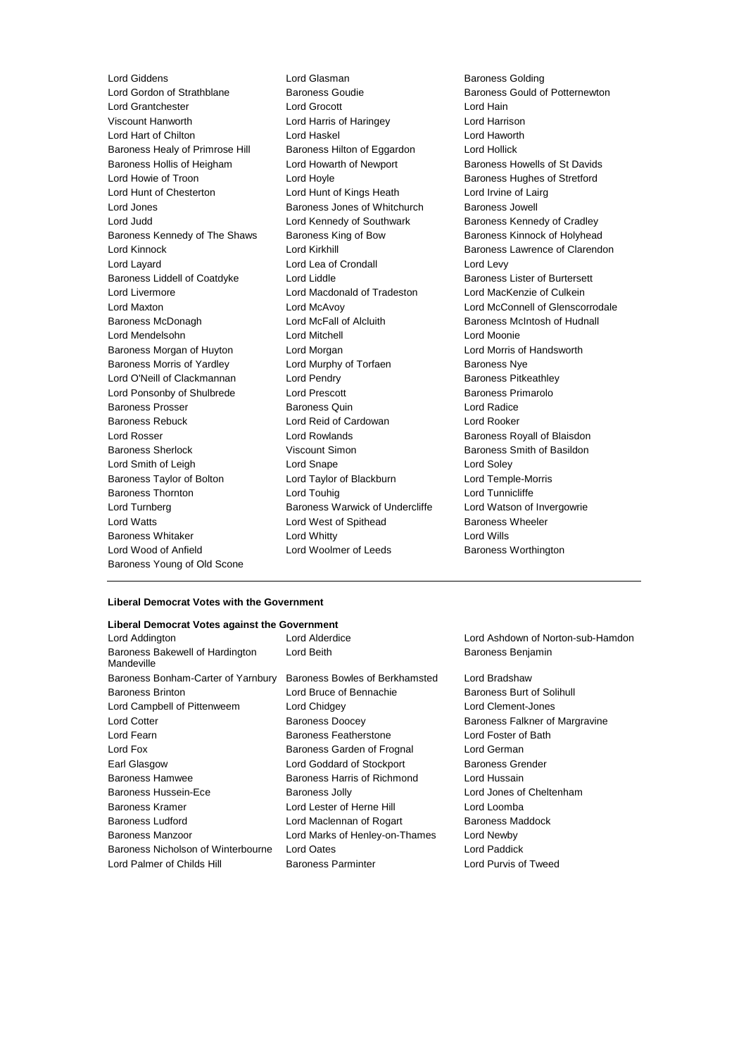Lord Giddens
Lord Glasman
Baroness Golding
Lord Gordon of Strathblane
Baroness Goudie
Baroness Gould of Potternewton
Lord Grantchester
Lord Grocott
Lord Hain
Viscount Hanworth
Lord Harris of Haringey
Lord Harrison
Lord Hart of Chilton
Lord Haskel
Lord Haworth
Baroness Healy of Primrose Hill
Baroness Hilton of Eggardon
Lord Hollick
Baroness Hollis of Heigham
Lord Howarth of Newport
Baroness Howells of St Davids
Lord Howie of Troon
Lord Hoyle
Baroness Hughes of Stretford
Lord Hunt of Chesterton
Lord Hunt of Kings Heath
Lord Irvine of Lairg
Lord Jones
Baroness Jones of Whitchurch
Baroness Jowell
Lord Judd
Lord Kennedy of Southwark
Baroness Kennedy of Cradley
Baroness Kennedy of The Shaws
Baroness King of Bow
Baroness Kinnock of Holyhead
Lord Kinnock
Lord Kirkhill
Baroness Lawrence of Clarendon
Lord Layard
Lord Lea of Crondall
Lord Levy
Baroness Liddell of Coatdyke
Lord Liddle
Baroness Lister of Burtersett
Lord Livermore
Lord Macdonald of Tradeston
Lord MacKenzie of Culkein
Lord Maxton
Lord McAvoy
Lord McConnell of Glenscorrodale
Baroness McDonagh
Lord McFall of Alcluith
Baroness McIntosh of Hudnall
Lord Mendelsohn
Lord Mitchell
Lord Moonie
Baroness Morgan of Huyton
Lord Morgan
Lord Morris of Handsworth
Baroness Morris of Yardley
Lord Murphy of Torfaen
Baroness Nye
Lord O'Neill of Clackmannan
Lord Pendry
Baroness Pitkeathley
Lord Ponsonby of Shulbrede
Lord Prescott
Baroness Primarolo
Baroness Prosser
Baroness Quin
Lord Radice
Baroness Rebuck
Lord Reid of Cardowan
Lord Rooker
Lord Rosser
Lord Rowlands
Baroness Royall of Blaisdon
Baroness Sherlock
Viscount Simon
Baroness Smith of Basildon
Lord Smith of Leigh
Lord Snape
Lord Soley
Baroness Taylor of Bolton
Lord Taylor of Blackburn
Lord Temple-Morris
Baroness Thornton
Lord Touhig
Lord Tunnicliffe
Lord Turnberg
Baroness Warwick of Undercliffe
Lord Watson of Invergowrie
Lord Watts
Lord West of Spithead
Baroness Wheeler
Baroness Whitaker
Lord Whitty
Lord Wills
Lord Wood of Anfield
Lord Woolmer of Leeds
Baroness Worthington
Baroness Young of Old Scone

---

**Liberal Democrat Votes with the Government**

**Liberal Democrat Votes against the Government**

Lord Addington
Lord Alderdice
Lord Ashdown of Norton-sub-Hamdon
Baroness Bakewell of Hardington Mandeville
Lord Beith
Baroness Benjamin
Baroness Bonham-Carter of Yarnbury
Baroness Bowles of Berkhamsted
Lord Bradshaw
Baroness Brinton
Lord Bruce of Bennachie
Baroness Burt of Solihull
Lord Campbell of Pittenweem
Lord Chidgey
Lord Clement-Jones
Lord Cotter
Baroness Doocey
Baroness Falkner of Margravine
Lord Fearn
Baroness Featherstone
Lord Foster of Bath
Lord Fox
Baroness Garden of Frognal
Lord German
Earl Glasgow
Lord Goddard of Stockport
Baroness Grender
Baroness Hamwee
Baroness Harris of Richmond
Lord Hussain
Baroness Hussein-Ece
Baroness Jolly
Lord Jones of Cheltenham
Baroness Kramer
Lord Lester of Herne Hill
Lord Loomba
Baroness Ludford
Lord Maclennan of Rogart
Baroness Maddock
Baroness Manzoor
Lord Marks of Henley-on-Thames
Lord Newby
Baroness Nicholson of Winterbourne
Lord Oates
Lord Paddick
Lord Palmer of Childs Hill
Baroness Parminter
Lord Purvis of Tweed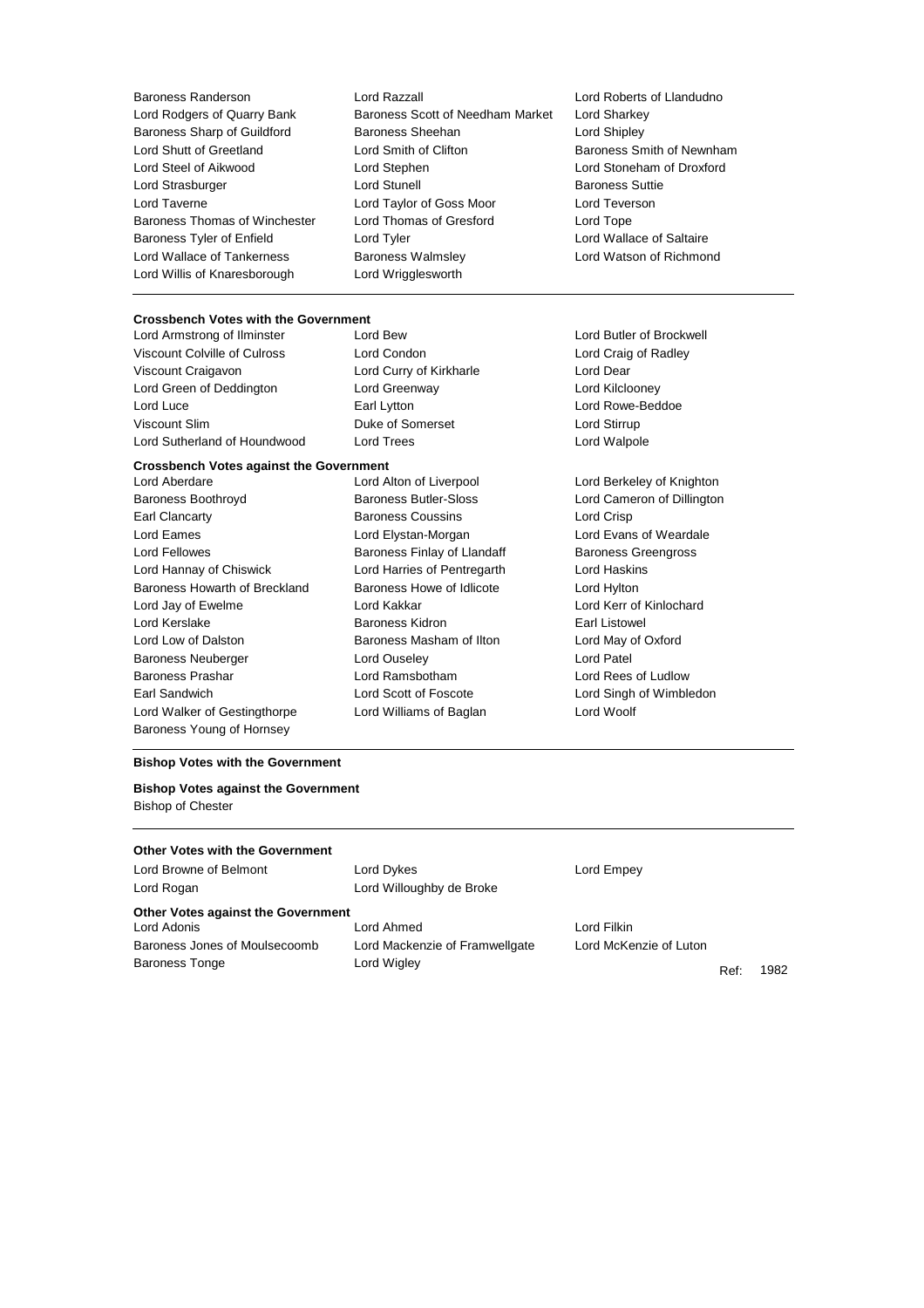Baroness Randerson
Lord Razzall
Lord Roberts of Llandudno
Lord Rodgers of Quarry Bank
Baroness Scott of Needham Market
Lord Sharkey
Baroness Sharp of Guildford
Baroness Sheehan
Lord Shipley
Lord Shutt of Greetland
Lord Smith of Clifton
Baroness Smith of Newnham
Lord Steel of Aikwood
Lord Stephen
Lord Stoneham of Droxford
Lord Strasburger
Lord Stunell
Baroness Suttie
Lord Taverne
Lord Taylor of Goss Moor
Lord Teverson
Baroness Thomas of Winchester
Lord Thomas of Gresford
Lord Tope
Baroness Tyler of Enfield
Lord Tyler
Lord Wallace of Saltaire
Lord Wallace of Tankerness
Baroness Walmsley
Lord Watson of Richmond
Lord Willis of Knaresborough
Lord Wrigglesworth

---

**Crossbench Votes with the Government**

Lord Armstrong of Ilminster
Lord Bew
Lord Butler of Brockwell
Viscount Colville of Culross
Lord Condon
Lord Craig of Radley
Viscount Craigavon
Lord Curry of Kirkharle
Lord Dear
Lord Green of Deddington
Lord Greenway
Lord Kilclooney
Lord Luce
Earl Lytton
Lord Rowe-Beddoe
Viscount Slim
Duke of Somerset
Lord Stirrup
Lord Sutherland of Houndwood
Lord Trees
Lord Walpole

**Crossbench Votes against the Government**

Lord Aberdare
Lord Alton of Liverpool
Lord Berkeley of Knighton
Baroness Boothroyd
Baroness Butler-Sloss
Lord Cameron of Dillington
Earl Clancarty
Baroness Coussins
Lord Crisp
Lord Eames
Lord Elystan-Morgan
Lord Evans of Weardale
Lord Fellowes
Baroness Finlay of Llandaff
Baroness Greengross
Lord Hannay of Chiswick
Lord Harries of Pentregarth
Lord Haskins
Baroness Howarth of Breckland
Baroness Howe of Idlicote
Lord Hylton
Lord Jay of Ewelme
Lord Kakkar
Lord Kerr of Kinlochard
Lord Kerslake
Baroness Kidron
Earl Listowel
Lord Low of Dalston
Baroness Masham of Ilton
Lord May of Oxford
Baroness Neuberger
Lord Ouseley
Lord Patel
Baroness Prashar
Lord Ramsbotham
Lord Rees of Ludlow
Earl Sandwich
Lord Scott of Foscote
Lord Singh of Wimbledon
Lord Walker of Gestingthorpe
Lord Williams of Baglan
Lord Woolf
Baroness Young of Hornsey

---

**Bishop Votes with the Government**

**Bishop Votes against the Government**

Bishop of Chester

---

**Other Votes with the Government**

Lord Browne of Belmont
Lord Dykes
Lord Empey
Lord Rogan
Lord Willoughby de Broke

**Other Votes against the Government**

Lord Adonis
Lord Ahmed
Lord Filkin
Baroness Jones of Moulsecoomb
Lord Mackenzie of Framwellgate
Lord McKenzie of Luton
Baroness Tonge
Lord Wigley

Ref: 1982